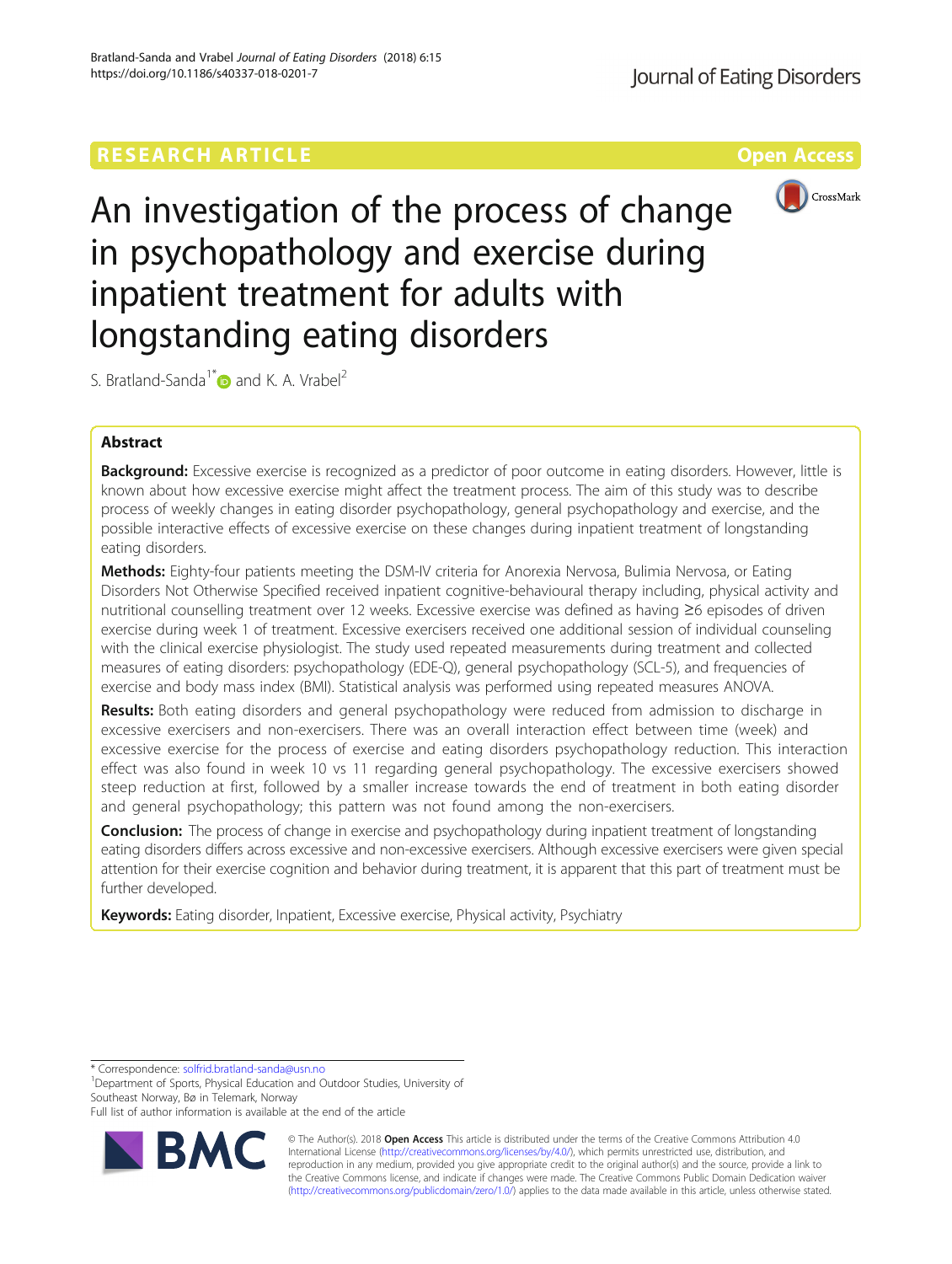RESEARCH ARTICLE

Open Access

# An investigation of the process of change in psychopathology and exercise during inpatient treatment for adults with longstanding eating disorders

S. Bratland-Sanda[1*] and K. A. Vrabel[2]

## Abstract

**Background:** Excessive exercise is recognized as a predictor of poor outcome in eating disorders. However, little is known about how excessive exercise might affect the treatment process. The aim of this study was to describe process of weekly changes in eating disorder psychopathology, general psychopathology and exercise, and the possible interactive effects of excessive exercise on these changes during inpatient treatment of longstanding eating disorders.

**Methods:** Eighty-four patients meeting the DSM-IV criteria for Anorexia Nervosa, Bulimia Nervosa, or Eating Disorders Not Otherwise Specified received inpatient cognitive-behavioural therapy including, physical activity and nutritional counselling treatment over 12 weeks. Excessive exercise was defined as having ≥6 episodes of driven exercise during week 1 of treatment. Excessive exercisers received one additional session of individual counseling with the clinical exercise physiologist. The study used repeated measurements during treatment and collected measures of eating disorders: psychopathology (EDE-Q), general psychopathology (SCL-5), and frequencies of exercise and body mass index (BMI). Statistical analysis was performed using repeated measures ANOVA.

**Results:** Both eating disorders and general psychopathology were reduced from admission to discharge in excessive exercisers and non-exercisers. There was an overall interaction effect between time (week) and excessive exercise for the process of exercise and eating disorders psychopathology reduction. This interaction effect was also found in week 10 vs 11 regarding general psychopathology. The excessive exercisers showed steep reduction at first, followed by a smaller increase towards the end of treatment in both eating disorder and general psychopathology; this pattern was not found among the non-exercisers.

**Conclusion:** The process of change in exercise and psychopathology during inpatient treatment of longstanding eating disorders differs across excessive and non-excessive exercisers. Although excessive exercisers were given special attention for their exercise cognition and behavior during treatment, it is apparent that this part of treatment must be further developed.

**Keywords:** Eating disorder, Inpatient, Excessive exercise, Physical activity, Psychiatry

---

\* Correspondence: solfrid.bratland-sanda@usn.no

[1]Department of Sports, Physical Education and Outdoor Studies, University of Southeast Norway, Bø in Telemark, Norway

Full list of author information is available at the end of the article

© The Author(s). 2018 **Open Access** This article is distributed under the terms of the Creative Commons Attribution 4.0 International License (http://creativecommons.org/licenses/by/4.0/), which permits unrestricted use, distribution, and reproduction in any medium, provided you give appropriate credit to the original author(s) and the source, provide a link to the Creative Commons license, and indicate if changes were made. The Creative Commons Public Domain Dedication waiver (http://creativecommons.org/publicdomain/zero/1.0/) applies to the data made available in this article, unless otherwise stated.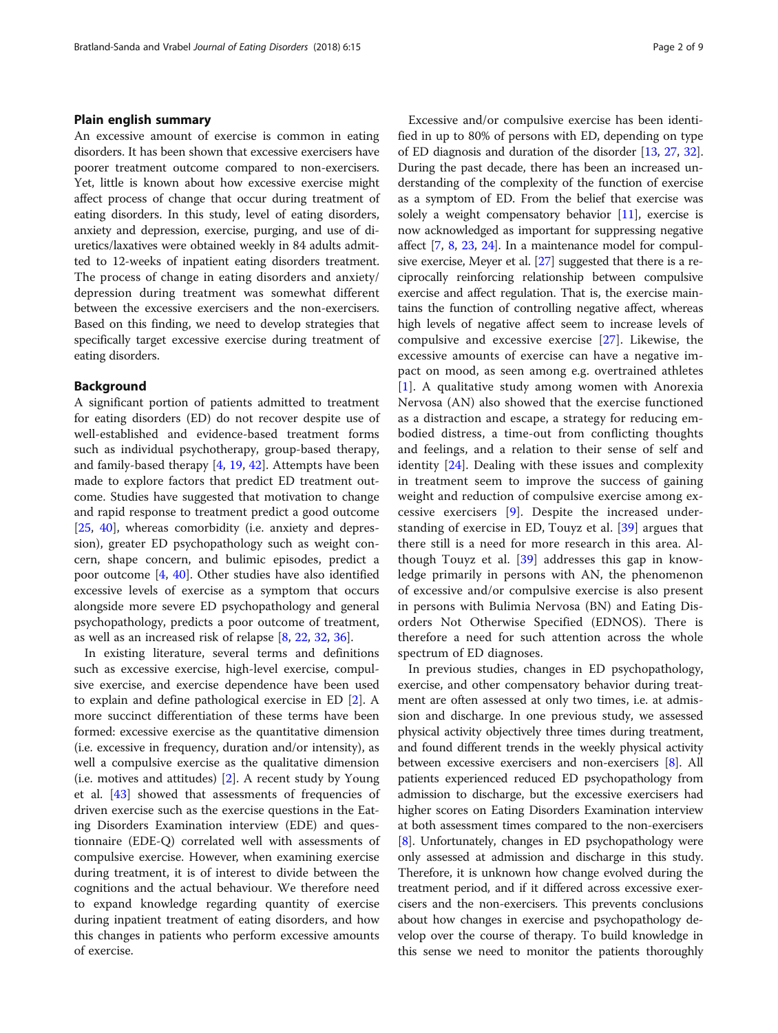## Plain english summary

An excessive amount of exercise is common in eating disorders. It has been shown that excessive exercisers have poorer treatment outcome compared to non-exercisers. Yet, little is known about how excessive exercise might affect process of change that occur during treatment of eating disorders. In this study, level of eating disorders, anxiety and depression, exercise, purging, and use of diuretics/laxatives were obtained weekly in 84 adults admitted to 12-weeks of inpatient eating disorders treatment. The process of change in eating disorders and anxiety/depression during treatment was somewhat different between the excessive exercisers and the non-exercisers. Based on this finding, we need to develop strategies that specifically target excessive exercise during treatment of eating disorders.

## Background

A significant portion of patients admitted to treatment for eating disorders (ED) do not recover despite use of well-established and evidence-based treatment forms such as individual psychotherapy, group-based therapy, and family-based therapy [4, 19, 42]. Attempts have been made to explore factors that predict ED treatment outcome. Studies have suggested that motivation to change and rapid response to treatment predict a good outcome [25, 40], whereas comorbidity (i.e. anxiety and depression), greater ED psychopathology such as weight concern, shape concern, and bulimic episodes, predict a poor outcome [4, 40]. Other studies have also identified excessive levels of exercise as a symptom that occurs alongside more severe ED psychopathology and general psychopathology, predicts a poor outcome of treatment, as well as an increased risk of relapse [8, 22, 32, 36].

In existing literature, several terms and definitions such as excessive exercise, high-level exercise, compulsive exercise, and exercise dependence have been used to explain and define pathological exercise in ED [2]. A more succinct differentiation of these terms have been formed: excessive exercise as the quantitative dimension (i.e. excessive in frequency, duration and/or intensity), as well a compulsive exercise as the qualitative dimension (i.e. motives and attitudes) [2]. A recent study by Young et al. [43] showed that assessments of frequencies of driven exercise such as the exercise questions in the Eating Disorders Examination interview (EDE) and questionnaire (EDE-Q) correlated well with assessments of compulsive exercise. However, when examining exercise during treatment, it is of interest to divide between the cognitions and the actual behaviour. We therefore need to expand knowledge regarding quantity of exercise during inpatient treatment of eating disorders, and how this changes in patients who perform excessive amounts of exercise.

Excessive and/or compulsive exercise has been identified in up to 80% of persons with ED, depending on type of ED diagnosis and duration of the disorder [13, 27, 32]. During the past decade, there has been an increased understanding of the complexity of the function of exercise as a symptom of ED. From the belief that exercise was solely a weight compensatory behavior [11], exercise is now acknowledged as important for suppressing negative affect [7, 8, 23, 24]. In a maintenance model for compulsive exercise, Meyer et al. [27] suggested that there is a reciprocally reinforcing relationship between compulsive exercise and affect regulation. That is, the exercise maintains the function of controlling negative affect, whereas high levels of negative affect seem to increase levels of compulsive and excessive exercise [27]. Likewise, the excessive amounts of exercise can have a negative impact on mood, as seen among e.g. overtrained athletes [1]. A qualitative study among women with Anorexia Nervosa (AN) also showed that the exercise functioned as a distraction and escape, a strategy for reducing embodied distress, a time-out from conflicting thoughts and feelings, and a relation to their sense of self and identity [24]. Dealing with these issues and complexity in treatment seem to improve the success of gaining weight and reduction of compulsive exercise among excessive exercisers [9]. Despite the increased understanding of exercise in ED, Touyz et al. [39] argues that there still is a need for more research in this area. Although Touyz et al. [39] addresses this gap in knowledge primarily in persons with AN, the phenomenon of excessive and/or compulsive exercise is also present in persons with Bulimia Nervosa (BN) and Eating Disorders Not Otherwise Specified (EDNOS). There is therefore a need for such attention across the whole spectrum of ED diagnoses.

In previous studies, changes in ED psychopathology, exercise, and other compensatory behavior during treatment are often assessed at only two times, i.e. at admission and discharge. In one previous study, we assessed physical activity objectively three times during treatment, and found different trends in the weekly physical activity between excessive exercisers and non-exercisers [8]. All patients experienced reduced ED psychopathology from admission to discharge, but the excessive exercisers had higher scores on Eating Disorders Examination interview at both assessment times compared to the non-exercisers [8]. Unfortunately, changes in ED psychopathology were only assessed at admission and discharge in this study. Therefore, it is unknown how change evolved during the treatment period, and if it differed across excessive exercisers and the non-exercisers. This prevents conclusions about how changes in exercise and psychopathology develop over the course of therapy. To build knowledge in this sense we need to monitor the patients thoroughly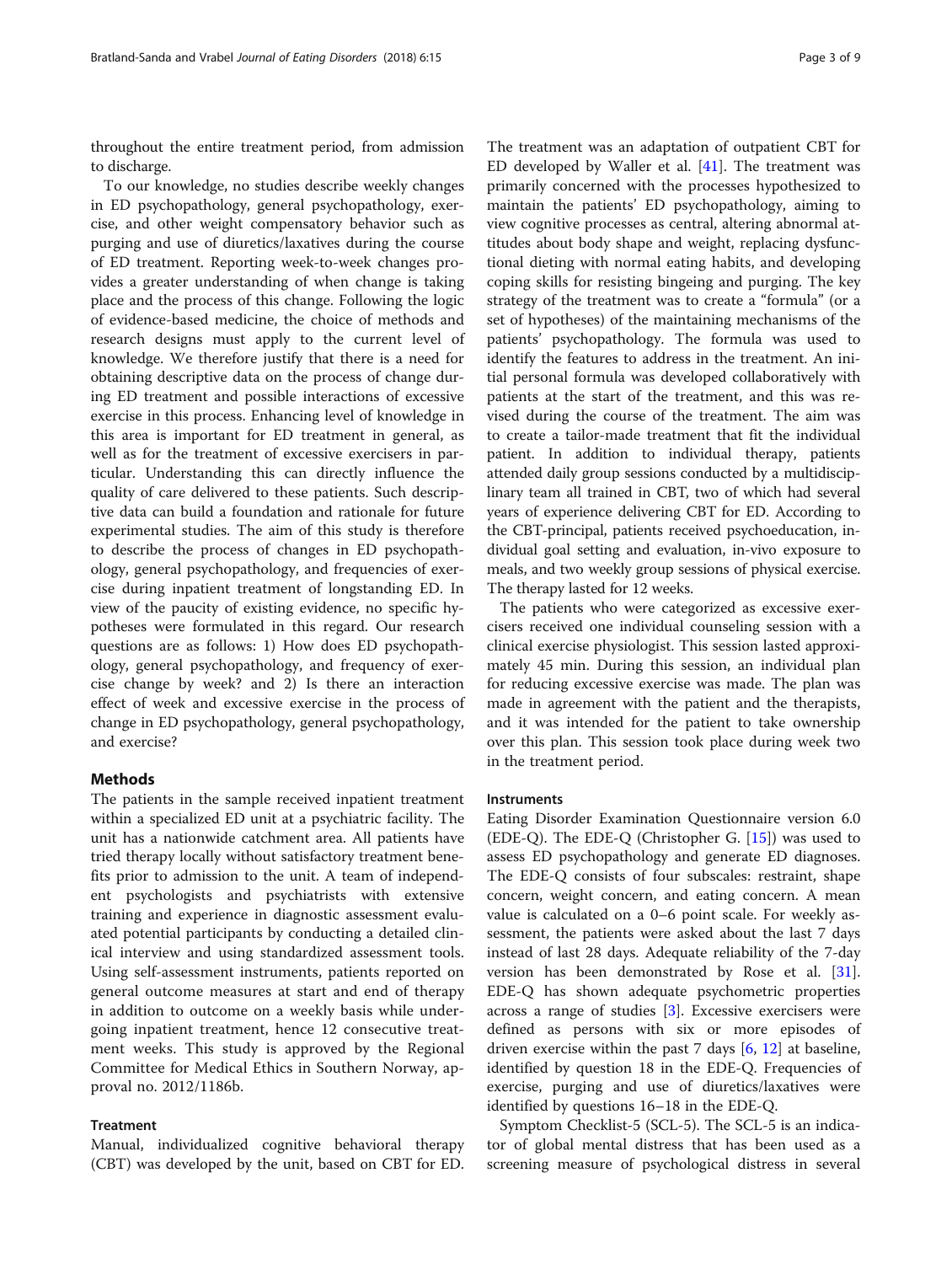throughout the entire treatment period, from admission to discharge.

To our knowledge, no studies describe weekly changes in ED psychopathology, general psychopathology, exercise, and other weight compensatory behavior such as purging and use of diuretics/laxatives during the course of ED treatment. Reporting week-to-week changes provides a greater understanding of when change is taking place and the process of this change. Following the logic of evidence-based medicine, the choice of methods and research designs must apply to the current level of knowledge. We therefore justify that there is a need for obtaining descriptive data on the process of change during ED treatment and possible interactions of excessive exercise in this process. Enhancing level of knowledge in this area is important for ED treatment in general, as well as for the treatment of excessive exercisers in particular. Understanding this can directly influence the quality of care delivered to these patients. Such descriptive data can build a foundation and rationale for future experimental studies. The aim of this study is therefore to describe the process of changes in ED psychopathology, general psychopathology, and frequencies of exercise during inpatient treatment of longstanding ED. In view of the paucity of existing evidence, no specific hypotheses were formulated in this regard. Our research questions are as follows: 1) How does ED psychopathology, general psychopathology, and frequency of exercise change by week? and 2) Is there an interaction effect of week and excessive exercise in the process of change in ED psychopathology, general psychopathology, and exercise?

## Methods

The patients in the sample received inpatient treatment within a specialized ED unit at a psychiatric facility. The unit has a nationwide catchment area. All patients have tried therapy locally without satisfactory treatment benefits prior to admission to the unit. A team of independent psychologists and psychiatrists with extensive training and experience in diagnostic assessment evaluated potential participants by conducting a detailed clinical interview and using standardized assessment tools. Using self-assessment instruments, patients reported on general outcome measures at start and end of therapy in addition to outcome on a weekly basis while undergoing inpatient treatment, hence 12 consecutive treatment weeks. This study is approved by the Regional Committee for Medical Ethics in Southern Norway, approval no. 2012/1186b.

### Treatment

Manual, individualized cognitive behavioral therapy (CBT) was developed by the unit, based on CBT for ED. The treatment was an adaptation of outpatient CBT for ED developed by Waller et al. [41]. The treatment was primarily concerned with the processes hypothesized to maintain the patients' ED psychopathology, aiming to view cognitive processes as central, altering abnormal attitudes about body shape and weight, replacing dysfunctional dieting with normal eating habits, and developing coping skills for resisting bingeing and purging. The key strategy of the treatment was to create a "formula" (or a set of hypotheses) of the maintaining mechanisms of the patients' psychopathology. The formula was used to identify the features to address in the treatment. An initial personal formula was developed collaboratively with patients at the start of the treatment, and this was revised during the course of the treatment. The aim was to create a tailor-made treatment that fit the individual patient. In addition to individual therapy, patients attended daily group sessions conducted by a multidisciplinary team all trained in CBT, two of which had several years of experience delivering CBT for ED. According to the CBT-principal, patients received psychoeducation, individual goal setting and evaluation, in-vivo exposure to meals, and two weekly group sessions of physical exercise. The therapy lasted for 12 weeks.

The patients who were categorized as excessive exercisers received one individual counseling session with a clinical exercise physiologist. This session lasted approximately 45 min. During this session, an individual plan for reducing excessive exercise was made. The plan was made in agreement with the patient and the therapists, and it was intended for the patient to take ownership over this plan. This session took place during week two in the treatment period.

### Instruments

Eating Disorder Examination Questionnaire version 6.0 (EDE-Q). The EDE-Q (Christopher G. [15]) was used to assess ED psychopathology and generate ED diagnoses. The EDE-Q consists of four subscales: restraint, shape concern, weight concern, and eating concern. A mean value is calculated on a 0–6 point scale. For weekly assessment, the patients were asked about the last 7 days instead of last 28 days. Adequate reliability of the 7-day version has been demonstrated by Rose et al. [31]. EDE-Q has shown adequate psychometric properties across a range of studies [3]. Excessive exercisers were defined as persons with six or more episodes of driven exercise within the past 7 days [6, 12] at baseline, identified by question 18 in the EDE-Q. Frequencies of exercise, purging and use of diuretics/laxatives were identified by questions 16–18 in the EDE-Q.

Symptom Checklist-5 (SCL-5). The SCL-5 is an indicator of global mental distress that has been used as a screening measure of psychological distress in several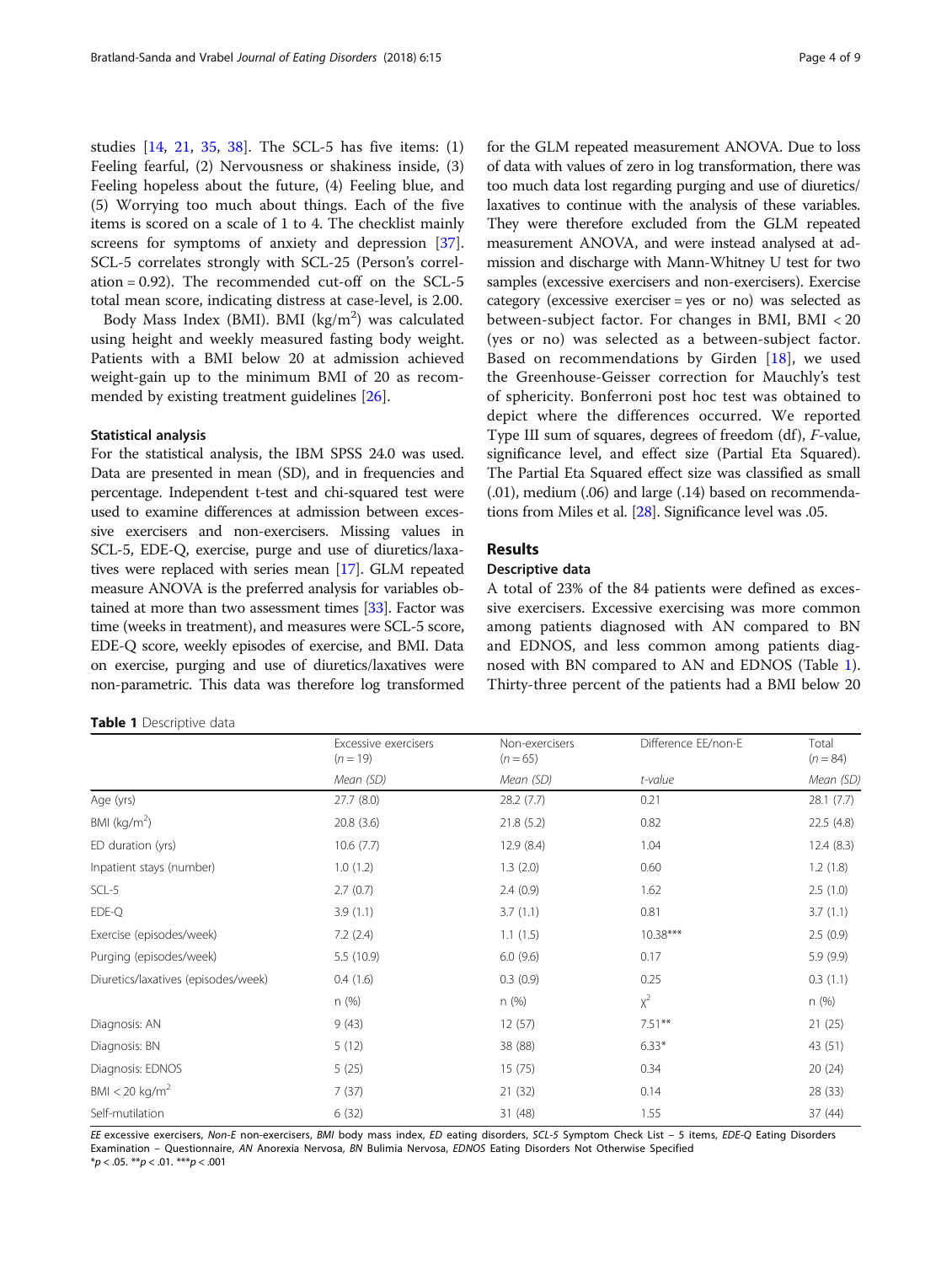studies [14, 21, 35, 38]. The SCL-5 has five items: (1) Feeling fearful, (2) Nervousness or shakiness inside, (3) Feeling hopeless about the future, (4) Feeling blue, and (5) Worrying too much about things. Each of the five items is scored on a scale of 1 to 4. The checklist mainly screens for symptoms of anxiety and depression [37]. SCL-5 correlates strongly with SCL-25 (Person's correlation = 0.92). The recommended cut-off on the SCL-5 total mean score, indicating distress at case-level, is 2.00.

Body Mass Index (BMI). BMI (kg/m$^2$) was calculated using height and weekly measured fasting body weight. Patients with a BMI below 20 at admission achieved weight-gain up to the minimum BMI of 20 as recommended by existing treatment guidelines [26].

### Statistical analysis

For the statistical analysis, the IBM SPSS 24.0 was used. Data are presented in mean (SD), and in frequencies and percentage. Independent t-test and chi-squared test were used to examine differences at admission between excessive exercisers and non-exercisers. Missing values in SCL-5, EDE-Q, exercise, purge and use of diuretics/laxatives were replaced with series mean [17]. GLM repeated measure ANOVA is the preferred analysis for variables obtained at more than two assessment times [33]. Factor was time (weeks in treatment), and measures were SCL-5 score, EDE-Q score, weekly episodes of exercise, and BMI. Data on exercise, purging and use of diuretics/laxatives were non-parametric. This data was therefore log transformed for the GLM repeated measurement ANOVA. Due to loss of data with values of zero in log transformation, there was too much data lost regarding purging and use of diuretics/laxatives to continue with the analysis of these variables. They were therefore excluded from the GLM repeated measurement ANOVA, and were instead analysed at admission and discharge with Mann-Whitney U test for two samples (excessive exercisers and non-exercisers). Exercise category (excessive exerciser = yes or no) was selected as between-subject factor. For changes in BMI, BMI < 20 (yes or no) was selected as a between-subject factor. Based on recommendations by Girden [18], we used the Greenhouse-Geisser correction for Mauchly's test of sphericity. Bonferroni post hoc test was obtained to depict where the differences occurred. We reported Type III sum of squares, degrees of freedom (df), *F*-value, significance level, and effect size (Partial Eta Squared). The Partial Eta Squared effect size was classified as small (.01), medium (.06) and large (.14) based on recommendations from Miles et al. [28]. Significance level was .05.

## Results

### Descriptive data

A total of 23% of the 84 patients were defined as excessive exercisers. Excessive exercising was more common among patients diagnosed with AN compared to BN and EDNOS, and less common among patients diagnosed with BN compared to AN and EDNOS (Table 1). Thirty-three percent of the patients had a BMI below 20

**Table 1** Descriptive data

| | Excessive exercisers ($n = 19$) | Non-exercisers ($n = 65$) | Difference EE/non-E | Total ($n = 84$) |
|---|---|---|---|---|
| | *Mean (SD)* | *Mean (SD)* | *t-value* | *Mean (SD)* |
| Age (yrs) | 27.7 (8.0) | 28.2 (7.7) | 0.21 | 28.1 (7.7) |
| BMI (kg/m$^2$) | 20.8 (3.6) | 21.8 (5.2) | 0.82 | 22.5 (4.8) |
| ED duration (yrs) | 10.6 (7.7) | 12.9 (8.4) | 1.04 | 12.4 (8.3) |
| Inpatient stays (number) | 1.0 (1.2) | 1.3 (2.0) | 0.60 | 1.2 (1.8) |
| SCL-5 | 2.7 (0.7) | 2.4 (0.9) | 1.62 | 2.5 (1.0) |
| EDE-Q | 3.9 (1.1) | 3.7 (1.1) | 0.81 | 3.7 (1.1) |
| Exercise (episodes/week) | 7.2 (2.4) | 1.1 (1.5) | 10.38*** | 2.5 (0.9) |
| Purging (episodes/week) | 5.5 (10.9) | 6.0 (9.6) | 0.17 | 5.9 (9.9) |
| Diuretics/laxatives (episodes/week) | 0.4 (1.6) | 0.3 (0.9) | 0.25 | 0.3 (1.1) |
| | n (%) | n (%) | $\chi^2$ | n (%) |
| Diagnosis: AN | 9 (43) | 12 (57) | 7.51** | 21 (25) |
| Diagnosis: BN | 5 (12) | 38 (88) | 6.33* | 43 (51) |
| Diagnosis: EDNOS | 5 (25) | 15 (75) | 0.34 | 20 (24) |
| BMI < 20 kg/m$^2$ | 7 (37) | 21 (32) | 0.14 | 28 (33) |
| Self-mutilation | 6 (32) | 31 (48) | 1.55 | 37 (44) |

*EE* excessive exercisers, *Non-E* non-exercisers, *BMI* body mass index, *ED* eating disorders, *SCL-5* Symptom Check List – 5 items, *EDE-Q* Eating Disorders Examination – Questionnaire, *AN* Anorexia Nervosa, *BN* Bulimia Nervosa, *EDNOS* Eating Disorders Not Otherwise Specified
*$p < .05$. **$p < .01$. ***$p < .001$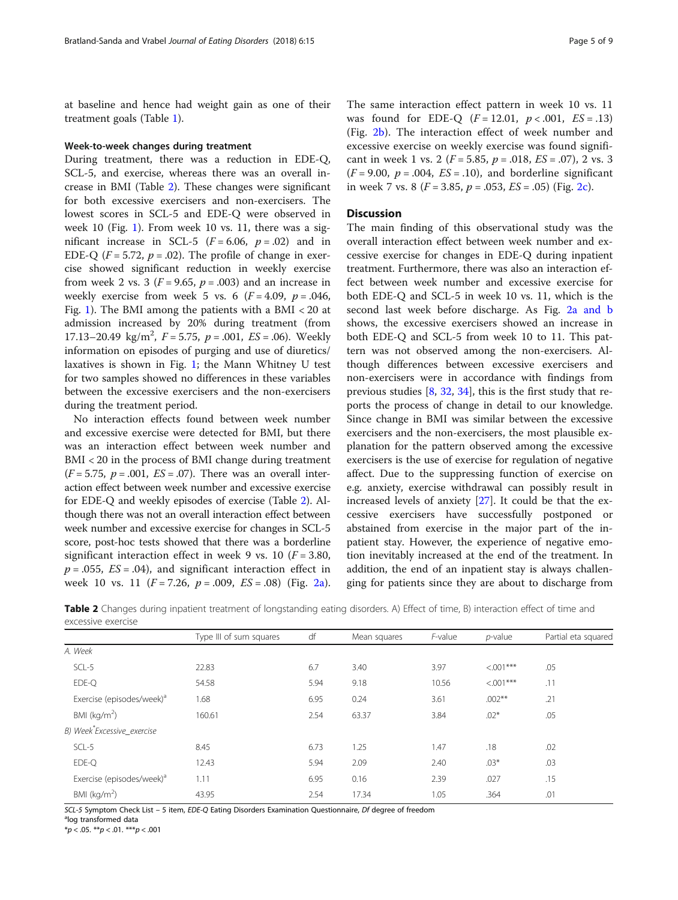at baseline and hence had weight gain as one of their treatment goals (Table 1).

### Week-to-week changes during treatment

During treatment, there was a reduction in EDE-Q, SCL-5, and exercise, whereas there was an overall increase in BMI (Table 2). These changes were significant for both excessive exercisers and non-exercisers. The lowest scores in SCL-5 and EDE-Q were observed in week 10 (Fig. 1). From week 10 vs. 11, there was a significant increase in SCL-5 ($F = 6.06$, $p = .02$) and in EDE-Q ($F = 5.72$, $p = .02$). The profile of change in exercise showed significant reduction in weekly exercise from week 2 vs. 3 ($F = 9.65$, $p = .003$) and an increase in weekly exercise from week 5 vs. 6 ($F = 4.09$, $p = .046$, Fig. 1). The BMI among the patients with a BMI < 20 at admission increased by 20% during treatment (from 17.13–20.49 kg/m$^2$, $F = 5.75$, $p = .001$, $ES = .06$). Weekly information on episodes of purging and use of diuretics/laxatives is shown in Fig. 1; the Mann Whitney U test for two samples showed no differences in these variables between the excessive exercisers and the non-exercisers during the treatment period.

No interaction effects found between week number and excessive exercise were detected for BMI, but there was an interaction effect between week number and BMI < 20 in the process of BMI change during treatment ($F = 5.75$, $p = .001$, $ES = .07$). There was an overall interaction effect between week number and excessive exercise for EDE-Q and weekly episodes of exercise (Table 2). Although there was not an overall interaction effect between week number and excessive exercise for changes in SCL-5 score, post-hoc tests showed that there was a borderline significant interaction effect in week 9 vs. 10 ($F = 3.80$, $p = .055$, $ES = .04$), and significant interaction effect in week 10 vs. 11 ($F = 7.26$, $p = .009$, $ES = .08$) (Fig. 2a). The same interaction effect pattern in week 10 vs. 11 was found for EDE-Q ($F = 12.01$, $p < .001$, $ES = .13$) (Fig. 2b). The interaction effect of week number and excessive exercise on weekly exercise was found significant in week 1 vs. 2 ($F = 5.85$, $p = .018$, $ES = .07$), 2 vs. 3 ($F = 9.00$, $p = .004$, $ES = .10$), and borderline significant in week 7 vs. 8 ($F = 3.85$, $p = .053$, $ES = .05$) (Fig. 2c).

## Discussion

The main finding of this observational study was the overall interaction effect between week number and excessive exercise for changes in EDE-Q during inpatient treatment. Furthermore, there was also an interaction effect between week number and excessive exercise for both EDE-Q and SCL-5 in week 10 vs. 11, which is the second last week before discharge. As Fig. 2a and b shows, the excessive exercisers showed an increase in both EDE-Q and SCL-5 from week 10 to 11. This pattern was not observed among the non-exercisers. Although differences between excessive exercisers and non-exercisers were in accordance with findings from previous studies [8, 32, 34], this is the first study that reports the process of change in detail to our knowledge. Since change in BMI was similar between the excessive exercisers and the non-exercisers, the most plausible explanation for the pattern observed among the excessive exercisers is the use of exercise for regulation of negative affect. Due to the suppressing function of exercise on e.g. anxiety, exercise withdrawal can possibly result in increased levels of anxiety [27]. It could be that the excessive exercisers have successfully postponed or abstained from exercise in the major part of the inpatient stay. However, the experience of negative emotion inevitably increased at the end of the treatment. In addition, the end of an inpatient stay is always challenging for patients since they are about to discharge from

**Table 2** Changes during inpatient treatment of longstanding eating disorders. A) Effect of time, B) interaction effect of time and excessive exercise

| | Type III of sum squares | df | Mean squares | *F*-value | *p*-value | Partial eta squared |
|---|---|---|---|---|---|---|
| *A. Week* | | | | | | |
| SCL-5 | 22.83 | 6.7 | 3.40 | 3.97 | <.001*** | .05 |
| EDE-Q | 54.58 | 5.94 | 9.18 | 10.56 | <.001*** | .11 |
| Exercise (episodes/week)[a] | 1.68 | 6.95 | 0.24 | 3.61 | .002** | .21 |
| BMI (kg/m$^2$) | 160.61 | 2.54 | 63.37 | 3.84 | .02* | .05 |
| *B) Week*Excessive_exercise* | | | | | | |
| SCL-5 | 8.45 | 6.73 | 1.25 | 1.47 | .18 | .02 |
| EDE-Q | 12.43 | 5.94 | 2.09 | 2.40 | .03* | .03 |
| Exercise (episodes/week)[a] | 1.11 | 6.95 | 0.16 | 2.39 | .027 | .15 |
| BMI (kg/m$^2$) | 43.95 | 2.54 | 17.34 | 1.05 | .364 | .01 |

*SCL-5* Symptom Check List – 5 item, *EDE-Q* Eating Disorders Examination Questionnaire, *Df* degree of freedom
[a]log transformed data
*$p < .05$. **$p < .01$. ***$p < .001$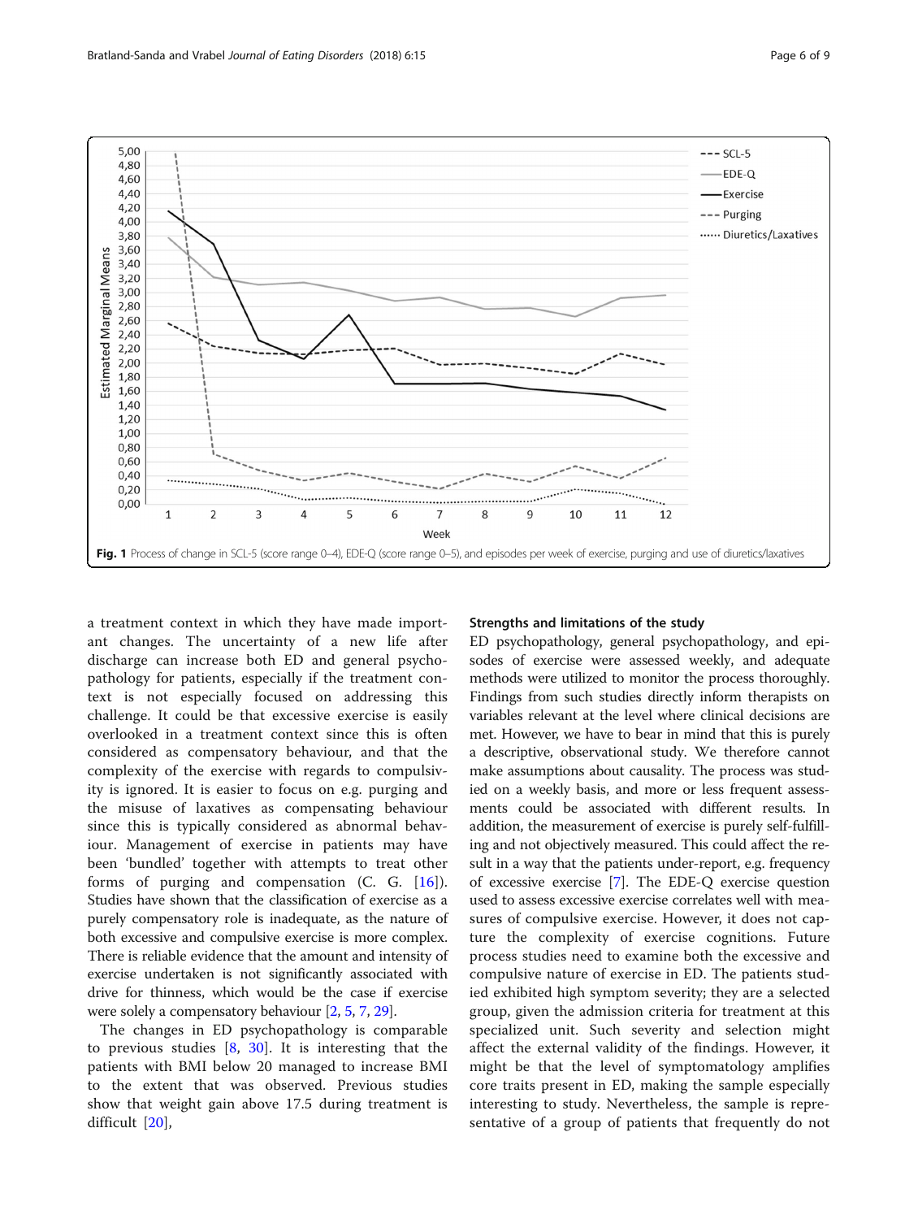Fig. 1 Process of change in SCL-5 (score range 0–4), EDE-Q (score range 0–5), and episodes per week of exercise, purging and use of diuretics/laxatives

a treatment context in which they have made important changes. The uncertainty of a new life after discharge can increase both ED and general psychopathology for patients, especially if the treatment context is not especially focused on addressing this challenge. It could be that excessive exercise is easily overlooked in a treatment context since this is often considered as compensatory behaviour, and that the complexity of the exercise with regards to compulsivity is ignored. It is easier to focus on e.g. purging and the misuse of laxatives as compensating behaviour since this is typically considered as abnormal behaviour. Management of exercise in patients may have been 'bundled' together with attempts to treat other forms of purging and compensation (C. G. [16]). Studies have shown that the classification of exercise as a purely compensatory role is inadequate, as the nature of both excessive and compulsive exercise is more complex. There is reliable evidence that the amount and intensity of exercise undertaken is not significantly associated with drive for thinness, which would be the case if exercise were solely a compensatory behaviour [2, 5, 7, 29].

The changes in ED psychopathology is comparable to previous studies [8, 30]. It is interesting that the patients with BMI below 20 managed to increase BMI to the extent that was observed. Previous studies show that weight gain above 17.5 during treatment is difficult [20],

### Strengths and limitations of the study

ED psychopathology, general psychopathology, and episodes of exercise were assessed weekly, and adequate methods were utilized to monitor the process thoroughly. Findings from such studies directly inform therapists on variables relevant at the level where clinical decisions are met. However, we have to bear in mind that this is purely a descriptive, observational study. We therefore cannot make assumptions about causality. The process was studied on a weekly basis, and more or less frequent assessments could be associated with different results. In addition, the measurement of exercise is purely self-fulfilling and not objectively measured. This could affect the result in a way that the patients under-report, e.g. frequency of excessive exercise [7]. The EDE-Q exercise question used to assess excessive exercise correlates well with measures of compulsive exercise. However, it does not capture the complexity of exercise cognitions. Future process studies need to examine both the excessive and compulsive nature of exercise in ED. The patients studied exhibited high symptom severity; they are a selected group, given the admission criteria for treatment at this specialized unit. Such severity and selection might affect the external validity of the findings. However, it might be that the level of symptomatology amplifies core traits present in ED, making the sample especially interesting to study. Nevertheless, the sample is representative of a group of patients that frequently do not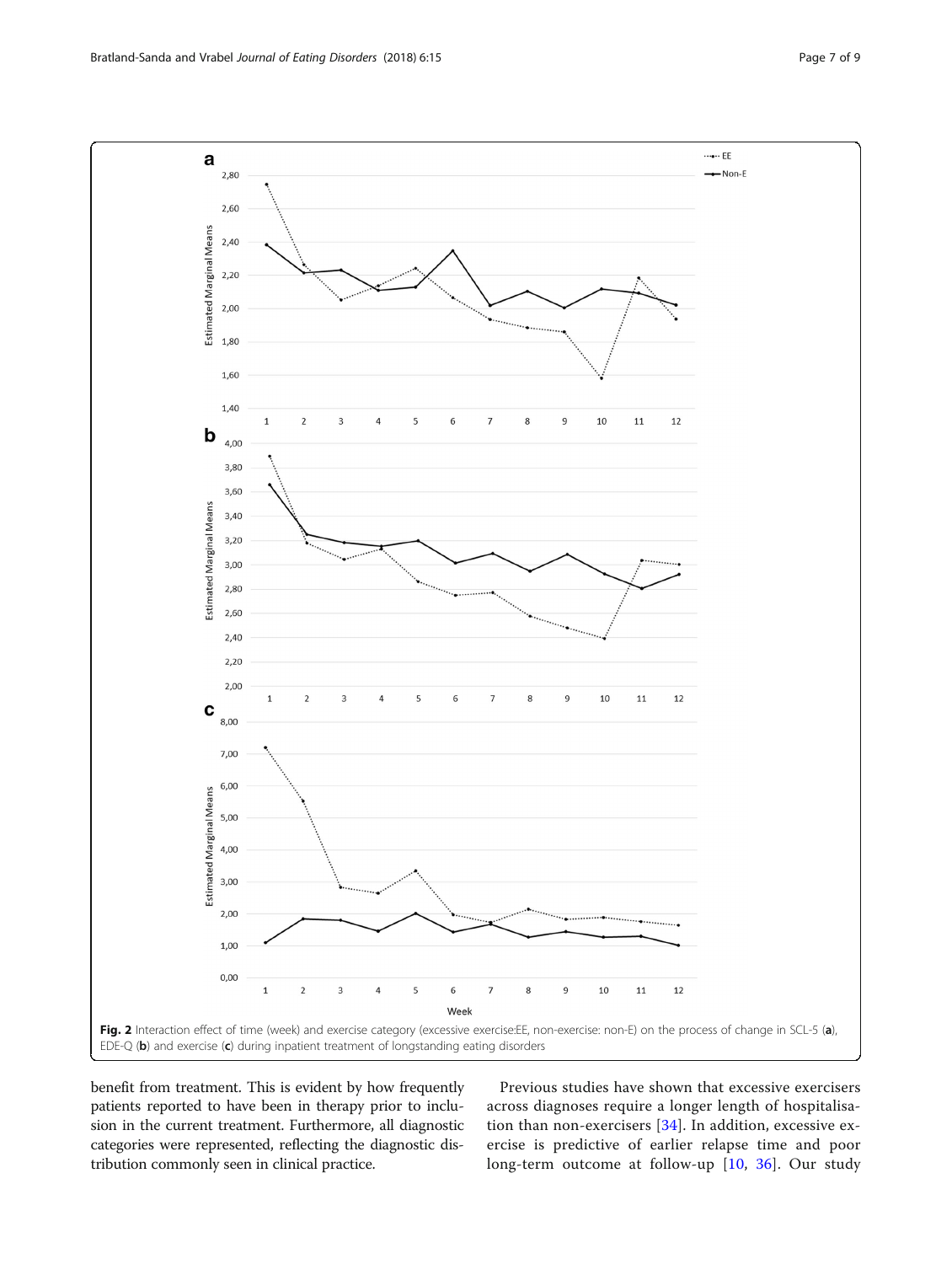Fig. 2 Interaction effect of time (week) and exercise category (excessive exercise:EE, non-exercise: non-E) on the process of change in SCL-5 (**a**), EDE-Q (**b**) and exercise (**c**) during inpatient treatment of longstanding eating disorders

benefit from treatment. This is evident by how frequently patients reported to have been in therapy prior to inclusion in the current treatment. Furthermore, all diagnostic categories were represented, reflecting the diagnostic distribution commonly seen in clinical practice.

Previous studies have shown that excessive exercisers across diagnoses require a longer length of hospitalisation than non-exercisers [34]. In addition, excessive exercise is predictive of earlier relapse time and poor long-term outcome at follow-up [10, 36]. Our study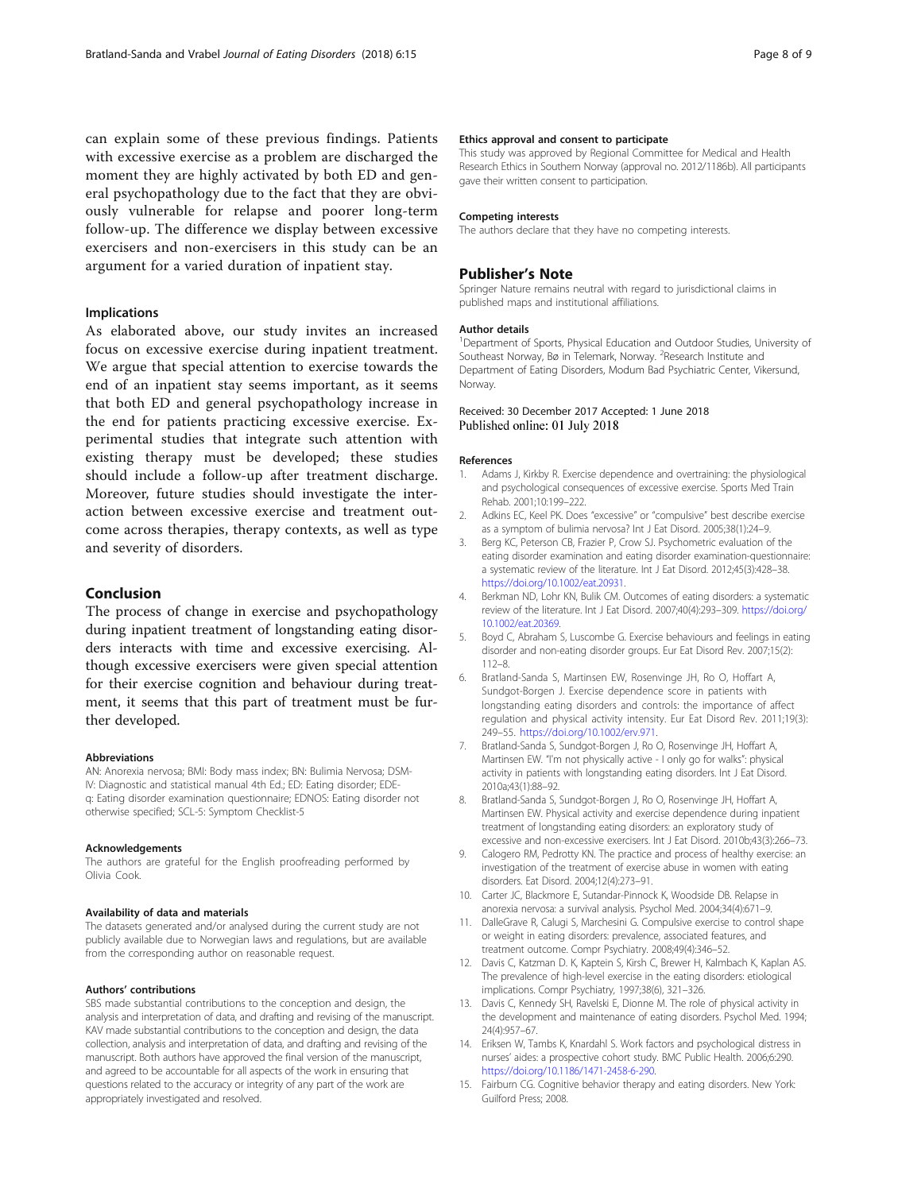can explain some of these previous findings. Patients with excessive exercise as a problem are discharged the moment they are highly activated by both ED and general psychopathology due to the fact that they are obviously vulnerable for relapse and poorer long-term follow-up. The difference we display between excessive exercisers and non-exercisers in this study can be an argument for a varied duration of inpatient stay.

### Implications

As elaborated above, our study invites an increased focus on excessive exercise during inpatient treatment. We argue that special attention to exercise towards the end of an inpatient stay seems important, as it seems that both ED and general psychopathology increase in the end for patients practicing excessive exercise. Experimental studies that integrate such attention with existing therapy must be developed; these studies should include a follow-up after treatment discharge. Moreover, future studies should investigate the interaction between excessive exercise and treatment outcome across therapies, therapy contexts, as well as type and severity of disorders.

## Conclusion

The process of change in exercise and psychopathology during inpatient treatment of longstanding eating disorders interacts with time and excessive exercising. Although excessive exercisers were given special attention for their exercise cognition and behaviour during treatment, it seems that this part of treatment must be further developed.

#### Abbreviations

AN: Anorexia nervosa; BMI: Body mass index; BN: Bulimia Nervosa; DSM-IV: Diagnostic and statistical manual 4th Ed.; ED: Eating disorder; EDE-q: Eating disorder examination questionnaire; EDNOS: Eating disorder not otherwise specified; SCL-5: Symptom Checklist-5

#### Acknowledgements

The authors are grateful for the English proofreading performed by Olivia Cook.

#### Availability of data and materials

The datasets generated and/or analysed during the current study are not publicly available due to Norwegian laws and regulations, but are available from the corresponding author on reasonable request.

#### Authors' contributions

SBS made substantial contributions to the conception and design, the analysis and interpretation of data, and drafting and revising of the manuscript. KAV made substantial contributions to the conception and design, the data collection, analysis and interpretation of data, and drafting and revising of the manuscript. Both authors have approved the final version of the manuscript, and agreed to be accountable for all aspects of the work in ensuring that questions related to the accuracy or integrity of any part of the work are appropriately investigated and resolved.

#### Ethics approval and consent to participate

This study was approved by Regional Committee for Medical and Health Research Ethics in Southern Norway (approval no. 2012/1186b). All participants gave their written consent to participation.

#### Competing interests

The authors declare that they have no competing interests.

### Publisher's Note

Springer Nature remains neutral with regard to jurisdictional claims in published maps and institutional affiliations.

#### Author details

[1]Department of Sports, Physical Education and Outdoor Studies, University of Southeast Norway, Bø in Telemark, Norway. [2]Research Institute and Department of Eating Disorders, Modum Bad Psychiatric Center, Vikersund, Norway.

Received: 30 December 2017 Accepted: 1 June 2018
Published online: 01 July 2018

#### References

1. Adams J, Kirkby R. Exercise dependence and overtraining: the physiological and psychological consequences of excessive exercise. Sports Med Train Rehab. 2001;10:199–222.
2. Adkins EC, Keel PK. Does "excessive" or "compulsive" best describe exercise as a symptom of bulimia nervosa? Int J Eat Disord. 2005;38(1):24–9.
3. Berg KC, Peterson CB, Frazier P, Crow SJ. Psychometric evaluation of the eating disorder examination and eating disorder examination-questionnaire: a systematic review of the literature. Int J Eat Disord. 2012;45(3):428–38. https://doi.org/10.1002/eat.20931.
4. Berkman ND, Lohr KN, Bulik CM. Outcomes of eating disorders: a systematic review of the literature. Int J Eat Disord. 2007;40(4):293–309. https://doi.org/10.1002/eat.20369.
5. Boyd C, Abraham S, Luscombe G. Exercise behaviours and feelings in eating disorder and non-eating disorder groups. Eur Eat Disord Rev. 2007;15(2):112–8.
6. Bratland-Sanda S, Martinsen EW, Rosenvinge JH, Ro O, Hoffart A, Sundgot-Borgen J. Exercise dependence score in patients with longstanding eating disorders and controls: the importance of affect regulation and physical activity intensity. Eur Eat Disord Rev. 2011;19(3):249–55. https://doi.org/10.1002/erv.971.
7. Bratland-Sanda S, Sundgot-Borgen J, Ro O, Rosenvinge JH, Hoffart A, Martinsen EW. "I'm not physically active - I only go for walks": physical activity in patients with longstanding eating disorders. Int J Eat Disord. 2010a;43(1):88–92.
8. Bratland-Sanda S, Sundgot-Borgen J, Ro O, Rosenvinge JH, Hoffart A, Martinsen EW. Physical activity and exercise dependence during inpatient treatment of longstanding eating disorders: an exploratory study of excessive and non-excessive exercisers. Int J Eat Disord. 2010b;43(3):266–73.
9. Calogero RM, Pedrotty KN. The practice and process of healthy exercise: an investigation of the treatment of exercise abuse in women with eating disorders. Eat Disord. 2004;12(4):273–91.
10. Carter JC, Blackmore E, Sutandar-Pinnock K, Woodside DB. Relapse in anorexia nervosa: a survival analysis. Psychol Med. 2004;34(4):671–9.
11. DalleGrave R, Calugi S, Marchesini G. Compulsive exercise to control shape or weight in eating disorders: prevalence, associated features, and treatment outcome. Compr Psychiatry. 2008;49(4):346–52.
12. Davis C, Katzman D. K, Kaptein S, Kirsh C, Brewer H, Kalmbach K, Kaplan AS. The prevalence of high-level exercise in the eating disorders: etiological implications. Compr Psychiatry, 1997;38(6), 321–326.
13. Davis C, Kennedy SH, Ravelski E, Dionne M. The role of physical activity in the development and maintenance of eating disorders. Psychol Med. 1994;24(4):957–67.
14. Eriksen W, Tambs K, Knardahl S. Work factors and psychological distress in nurses' aides: a prospective cohort study. BMC Public Health. 2006;6:290. https://doi.org/10.1186/1471-2458-6-290.
15. Fairburn CG. Cognitive behavior therapy and eating disorders. New York: Guilford Press; 2008.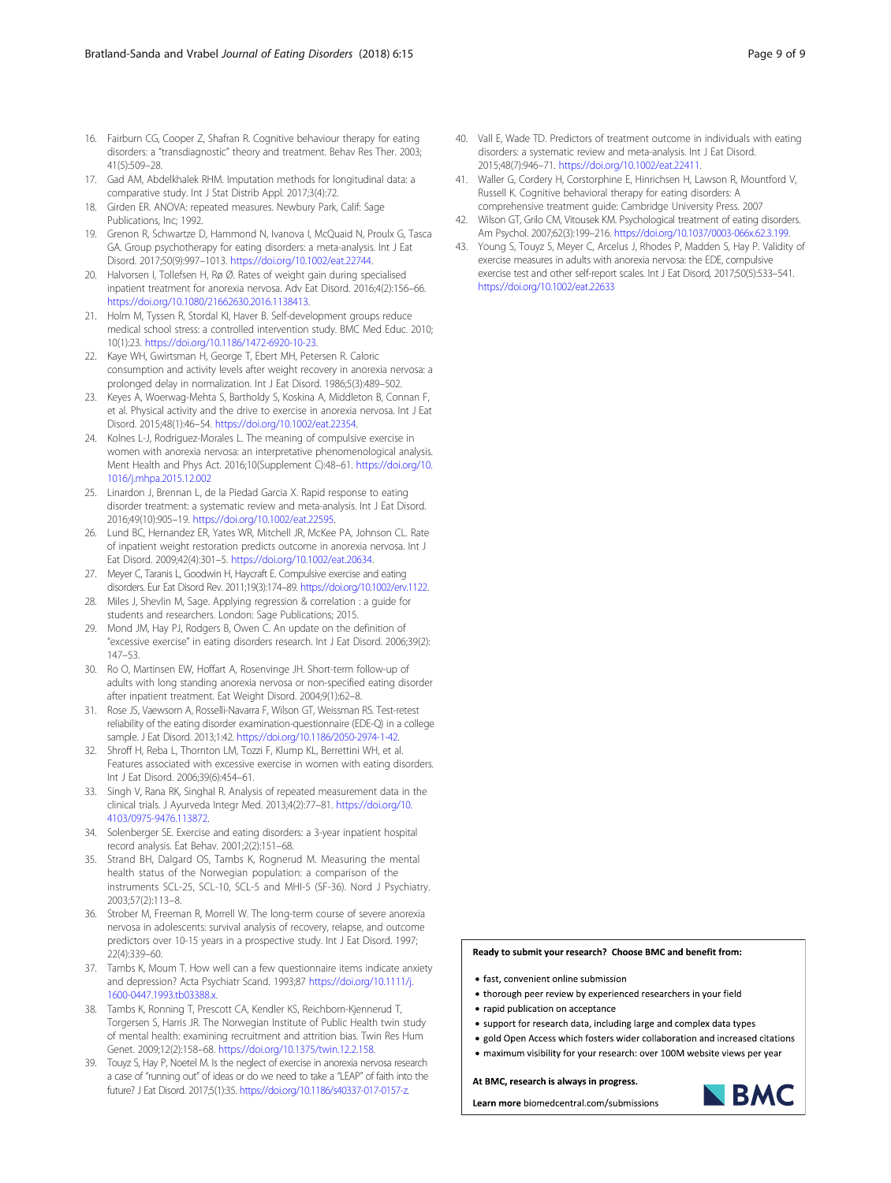16. Fairburn CG, Cooper Z, Shafran R. Cognitive behaviour therapy for eating disorders: a "transdiagnostic" theory and treatment. Behav Res Ther. 2003; 41(5):509–28.
17. Gad AM, Abdelkhalek RHM. Imputation methods for longitudinal data: a comparative study. Int J Stat Distrib Appl. 2017;3(4):72.
18. Girden ER. ANOVA: repeated measures. Newbury Park, Calif: Sage Publications, Inc; 1992.
19. Grenon R, Schwartze D, Hammond N, Ivanova I, McQuaid N, Proulx G, Tasca GA. Group psychotherapy for eating disorders: a meta-analysis. Int J Eat Disord. 2017;50(9):997–1013. https://doi.org/10.1002/eat.22744.
20. Halvorsen I, Tollefsen H, Rø Ø. Rates of weight gain during specialised inpatient treatment for anorexia nervosa. Adv Eat Disord. 2016;4(2):156–66. https://doi.org/10.1080/21662630.2016.1138413.
21. Holm M, Tyssen R, Stordal KI, Haver B. Self-development groups reduce medical school stress: a controlled intervention study. BMC Med Educ. 2010; 10(1):23. https://doi.org/10.1186/1472-6920-10-23.
22. Kaye WH, Gwirtsman H, George T, Ebert MH, Petersen R. Caloric consumption and activity levels after weight recovery in anorexia nervosa: a prolonged delay in normalization. Int J Eat Disord. 1986;5(3):489–502.
23. Keyes A, Woerwag-Mehta S, Bartholdy S, Koskina A, Middleton B, Connan F, et al. Physical activity and the drive to exercise in anorexia nervosa. Int J Eat Disord. 2015;48(1):46–54. https://doi.org/10.1002/eat.22354.
24. Kolnes L-J, Rodriguez-Morales L. The meaning of compulsive exercise in women with anorexia nervosa: an interpretative phenomenological analysis. Ment Health and Phys Act. 2016;10(Supplement C):48–61. https://doi.org/10.1016/j.mhpa.2015.12.002
25. Linardon J, Brennan L, de la Piedad Garcia X. Rapid response to eating disorder treatment: a systematic review and meta-analysis. Int J Eat Disord. 2016;49(10):905–19. https://doi.org/10.1002/eat.22595.
26. Lund BC, Hernandez ER, Yates WR, Mitchell JR, McKee PA, Johnson CL. Rate of inpatient weight restoration predicts outcome in anorexia nervosa. Int J Eat Disord. 2009;42(4):301–5. https://doi.org/10.1002/eat.20634.
27. Meyer C, Taranis L, Goodwin H, Haycraft E. Compulsive exercise and eating disorders. Eur Eat Disord Rev. 2011;19(3):174–89. https://doi.org/10.1002/erv.1122.
28. Miles J, Shevlin M, Sage. Applying regression & correlation : a guide for students and researchers. London: Sage Publications; 2015.
29. Mond JM, Hay PJ, Rodgers B, Owen C. An update on the definition of "excessive exercise" in eating disorders research. Int J Eat Disord. 2006;39(2): 147–53.
30. Ro O, Martinsen EW, Hoffart A, Rosenvinge JH. Short-term follow-up of adults with long standing anorexia nervosa or non-specified eating disorder after inpatient treatment. Eat Weight Disord. 2004;9(1):62–8.
31. Rose JS, Vaewsorn A, Rosselli-Navarra F, Wilson GT, Weissman RS. Test-retest reliability of the eating disorder examination-questionnaire (EDE-Q) in a college sample. J Eat Disord. 2013;1:42. https://doi.org/10.1186/2050-2974-1-42.
32. Shroff H, Reba L, Thornton LM, Tozzi F, Klump KL, Berrettini WH, et al. Features associated with excessive exercise in women with eating disorders. Int J Eat Disord. 2006;39(6):454–61.
33. Singh V, Rana RK, Singhal R. Analysis of repeated measurement data in the clinical trials. J Ayurveda Integr Med. 2013;4(2):77–81. https://doi.org/10.4103/0975-9476.113872.
34. Solenberger SE. Exercise and eating disorders: a 3-year inpatient hospital record analysis. Eat Behav. 2001;2(2):151–68.
35. Strand BH, Dalgard OS, Tambs K, Rognerud M. Measuring the mental health status of the Norwegian population: a comparison of the instruments SCL-25, SCL-10, SCL-5 and MHI-5 (SF-36). Nord J Psychiatry. 2003;57(2):113–8.
36. Strober M, Freeman R, Morrell W. The long-term course of severe anorexia nervosa in adolescents: survival analysis of recovery, relapse, and outcome predictors over 10-15 years in a prospective study. Int J Eat Disord. 1997; 22(4):339–60.
37. Tambs K, Moum T. How well can a few questionnaire items indicate anxiety and depression? Acta Psychiatr Scand. 1993;87 https://doi.org/10.1111/j.1600-0447.1993.tb03388.x.
38. Tambs K, Ronning T, Prescott CA, Kendler KS, Reichborn-Kjennerud T, Torgersen S, Harris JR. The Norwegian Institute of Public Health twin study of mental health: examining recruitment and attrition bias. Twin Res Hum Genet. 2009;12(2):158–68. https://doi.org/10.1375/twin.12.2.158.
39. Touyz S, Hay P, Noetel M. Is the neglect of exercise in anorexia nervosa research a case of "running out" of ideas or do we need to take a "LEAP" of faith into the future? J Eat Disord. 2017;5(1):35. https://doi.org/10.1186/s40337-017-0157-z.
40. Vall E, Wade TD. Predictors of treatment outcome in individuals with eating disorders: a systematic review and meta-analysis. Int J Eat Disord. 2015;48(7):946–71. https://doi.org/10.1002/eat.22411.
41. Waller G, Cordery H, Corstorphine E, Hinrichsen H, Lawson R, Mountford V, Russell K. Cognitive behavioral therapy for eating disorders: A comprehensive treatment guide: Cambridge University Press. 2007
42. Wilson GT, Grilo CM, Vitousek KM. Psychological treatment of eating disorders. Am Psychol. 2007;62(3):199–216. https://doi.org/10.1037/0003-066x.62.3.199.
43. Young S, Touyz S, Meyer C, Arcelus J, Rhodes P, Madden S, Hay P. Validity of exercise measures in adults with anorexia nervosa: the EDE, compulsive exercise test and other self-report scales. Int J Eat Disord, 2017;50(5):533–541. https://doi.org/10.1002/eat.22633

**Ready to submit your research? Choose BMC and benefit from:**

- fast, convenient online submission
- thorough peer review by experienced researchers in your field
- rapid publication on acceptance
- support for research data, including large and complex data types
- gold Open Access which fosters wider collaboration and increased citations
- maximum visibility for your research: over 100M website views per year

**At BMC, research is always in progress.**

**Learn more** biomedcentral.com/submissions

BMC